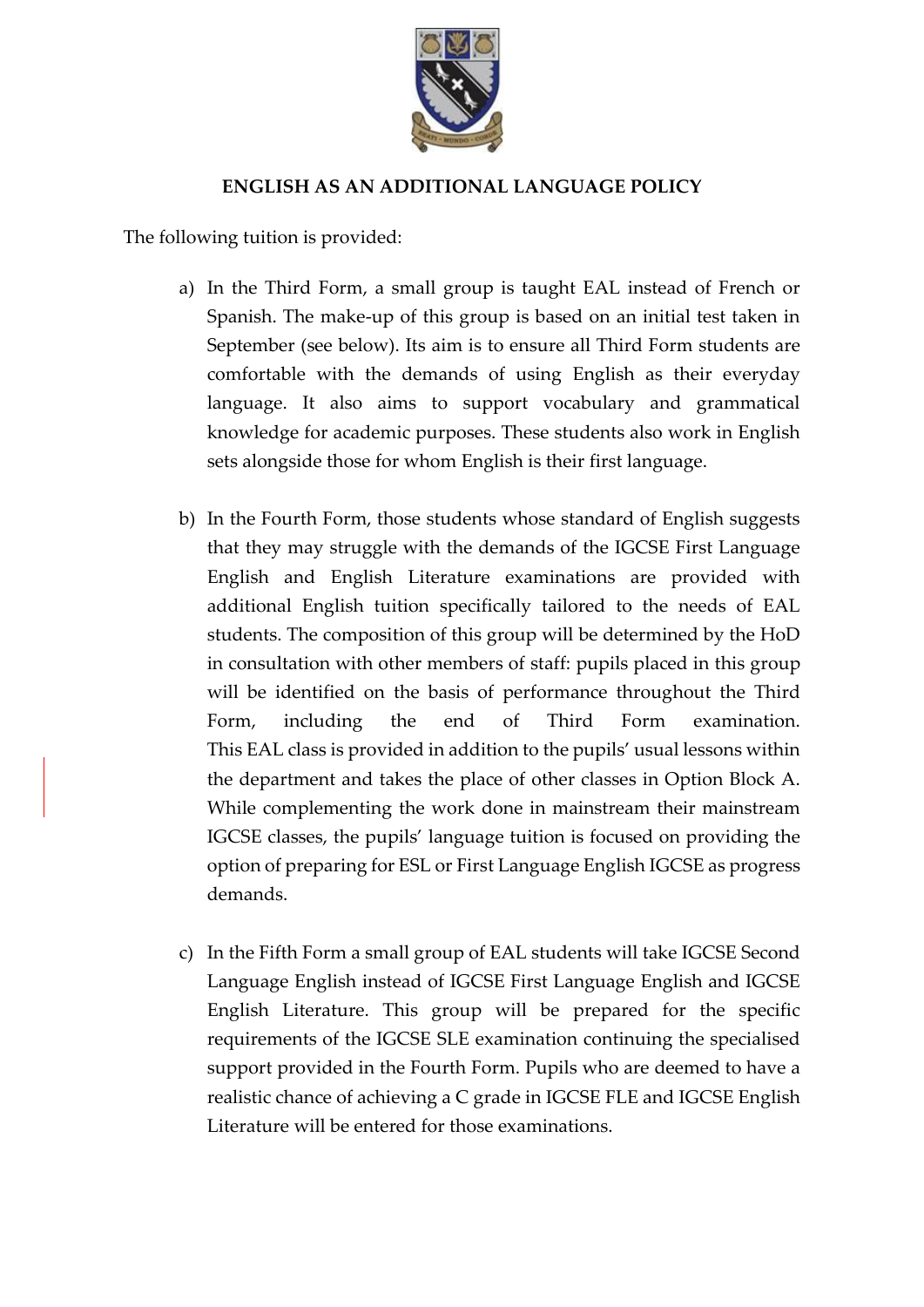**ENGLISH AS AN ADDITIONAL LANGUAGE POLICY**

The following tuition is provided:

a) In the Third Form, a small group is taught EAL instead of French or Spanish. The make-up of this group is based on an initial test taken in September (see below). Its aim is to ensure all Third Form students are comfortable with the demands of using English as their everyday language. It also aims to support vocabulary and grammatical knowledge for academic purposes. These students also work in English sets alongside those for whom English is their first language.

b) In the Fourth Form, those students whose standard of English suggests that they may struggle with the demands of the IGCSE First Language English and English Literature examinations are provided with additional English tuition specifically tailored to the needs of EAL students. The composition of this group will be determined by the HoD in consultation with other members of staff: pupils placed in this group will be identified on the basis of performance throughout the Third Form, including the end of Third Form examination. This EAL class is provided in addition to the pupils' usual lessons within the department and takes the place of other classes in Option Block A. While complementing the work done in mainstream their mainstream IGCSE classes, the pupils' language tuition is focused on providing the option of preparing for ESL or First Language English IGCSE as progress demands.

c) In the Fifth Form a small group of EAL students will take IGCSE Second Language English instead of IGCSE First Language English and IGCSE English Literature. This group will be prepared for the specific requirements of the IGCSE SLE examination continuing the specialised support provided in the Fourth Form. Pupils who are deemed to have a realistic chance of achieving a C grade in IGCSE FLE and IGCSE English Literature will be entered for those examinations.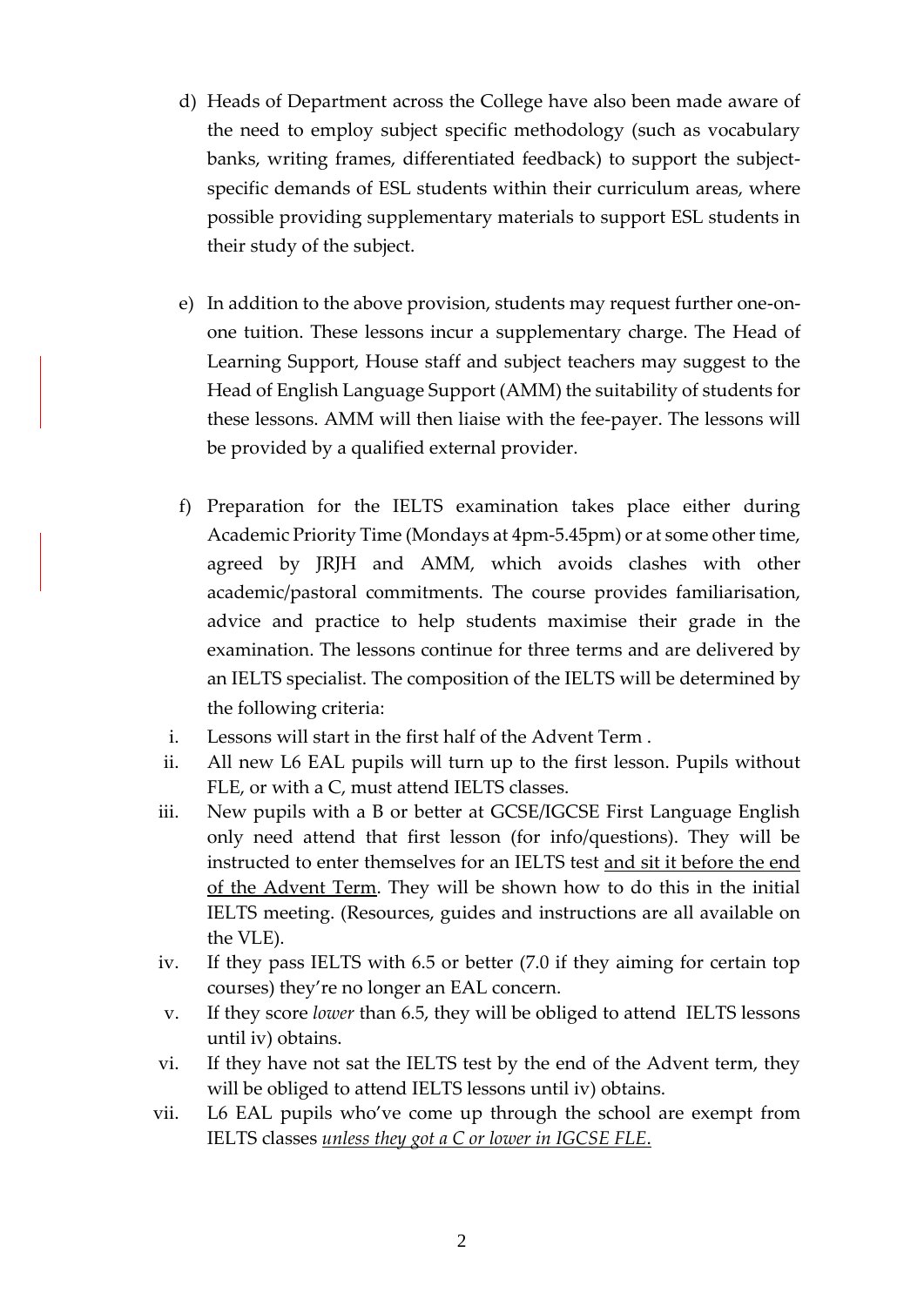d) Heads of Department across the College have also been made aware of the need to employ subject specific methodology (such as vocabulary banks, writing frames, differentiated feedback) to support the subject-specific demands of ESL students within their curriculum areas, where possible providing supplementary materials to support ESL students in their study of the subject.

e) In addition to the above provision, students may request further one-on-one tuition. These lessons incur a supplementary charge. The Head of Learning Support, House staff and subject teachers may suggest to the Head of English Language Support (AMM) the suitability of students for these lessons. AMM will then liaise with the fee-payer. The lessons will be provided by a qualified external provider.

f) Preparation for the IELTS examination takes place either during Academic Priority Time (Mondays at 4pm-5.45pm) or at some other time, agreed by JRJH and AMM, which avoids clashes with other academic/pastoral commitments. The course provides familiarisation, advice and practice to help students maximise their grade in the examination. The lessons continue for three terms and are delivered by an IELTS specialist. The composition of the IELTS will be determined by the following criteria:

i. Lessons will start in the first half of the Advent Term .
ii. All new L6 EAL pupils will turn up to the first lesson. Pupils without FLE, or with a C, must attend IELTS classes.
iii. New pupils with a B or better at GCSE/IGCSE First Language English only need attend that first lesson (for info/questions). They will be instructed to enter themselves for an IELTS test <u>and sit it before the end of the Advent Term</u>. They will be shown how to do this in the initial IELTS meeting. (Resources, guides and instructions are all available on the VLE).
iv. If they pass IELTS with 6.5 or better (7.0 if they aiming for certain top courses) they're no longer an EAL concern.
v. If they score *lower* than 6.5, they will be obliged to attend IELTS lessons until iv) obtains.
vi. If they have not sat the IELTS test by the end of the Advent term, they will be obliged to attend IELTS lessons until iv) obtains.
vii. L6 EAL pupils who've come up through the school are exempt from IELTS classes <u>*unless they got a C or lower in IGCSE FLE*</u>.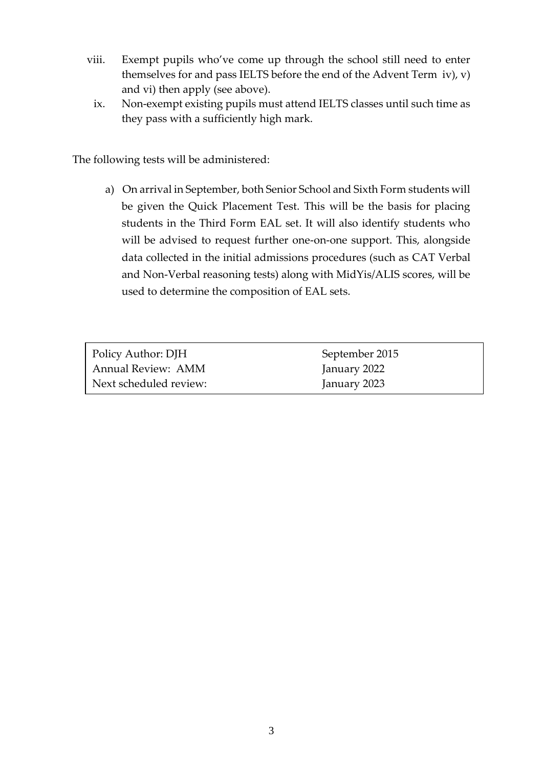viii. Exempt pupils who've come up through the school still need to enter themselves for and pass IELTS before the end of the Advent Term iv), v) and vi) then apply (see above).

ix. Non-exempt existing pupils must attend IELTS classes until such time as they pass with a sufficiently high mark.

The following tests will be administered:

a) On arrival in September, both Senior School and Sixth Form students will be given the Quick Placement Test. This will be the basis for placing students in the Third Form EAL set. It will also identify students who will be advised to request further one-on-one support. This, alongside data collected in the initial admissions procedures (such as CAT Verbal and Non-Verbal reasoning tests) along with MidYis/ALIS scores, will be used to determine the composition of EAL sets.

| | |
|---|---|
| Policy Author: DJH | September 2015 |
| Annual Review: AMM | January 2022 |
| Next scheduled review: | January 2023 |